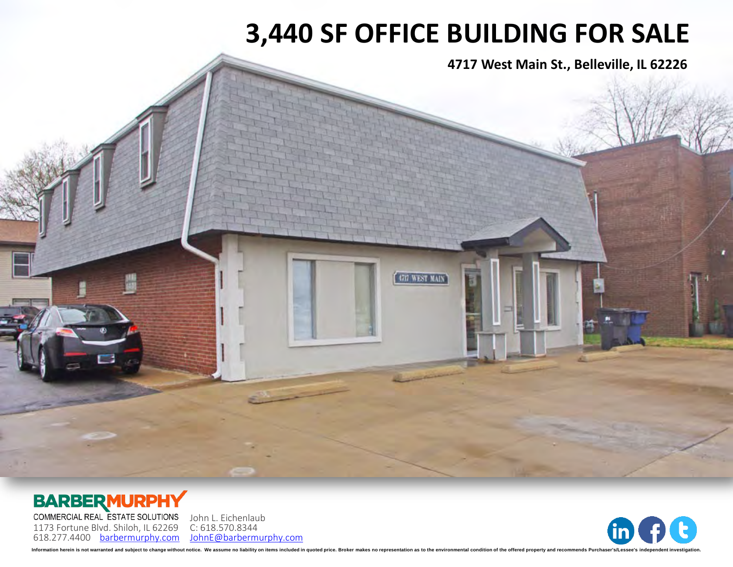# 3,440 SF OFFICE BUILDING FOR SALE

**4717 West Main St., Belleville, IL 62226**

**BARBERMURPHY**
COMMERCIAL REAL ESTATE SOLUTIONS
1173 Fortune Blvd. Shiloh, IL 62269
618.277.4400 barbermurphy.com

John L. Eichenlaub
C: 618.570.8344
JohnE@barbermurphy.com

Information herein is not warranted and subject to change without notice. We assume no liability on items included in quoted price. Broker makes no representation as to the environmental condition of the offered property and recommends Purchaser's/Lessee's independent investigation.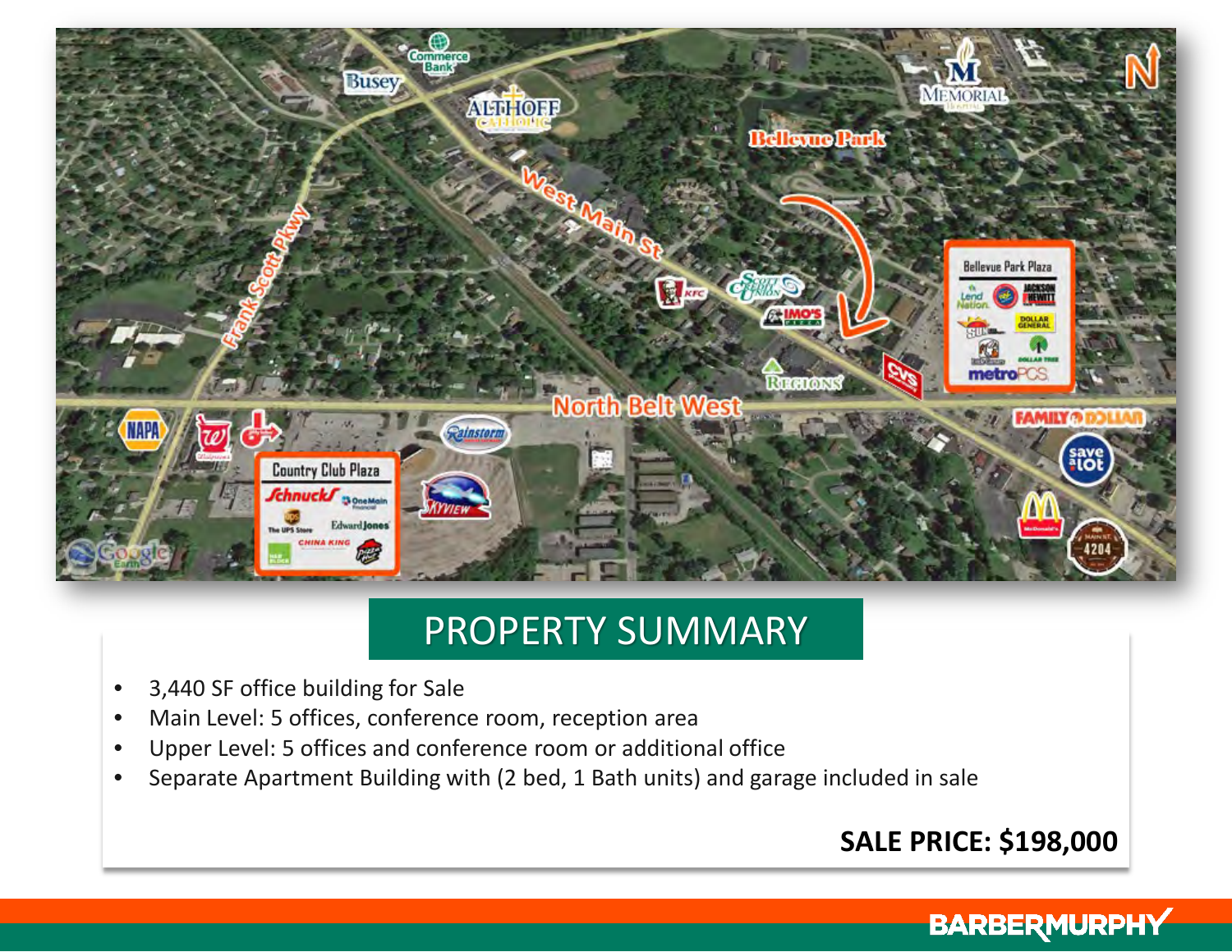## PROPERTY SUMMARY

- 3,440 SF office building for Sale
- Main Level: 5 offices, conference room, reception area
- Upper Level: 5 offices and conference room or additional office
- Separate Apartment Building with (2 bed, 1 Bath units) and garage included in sale

**SALE PRICE: $198,000**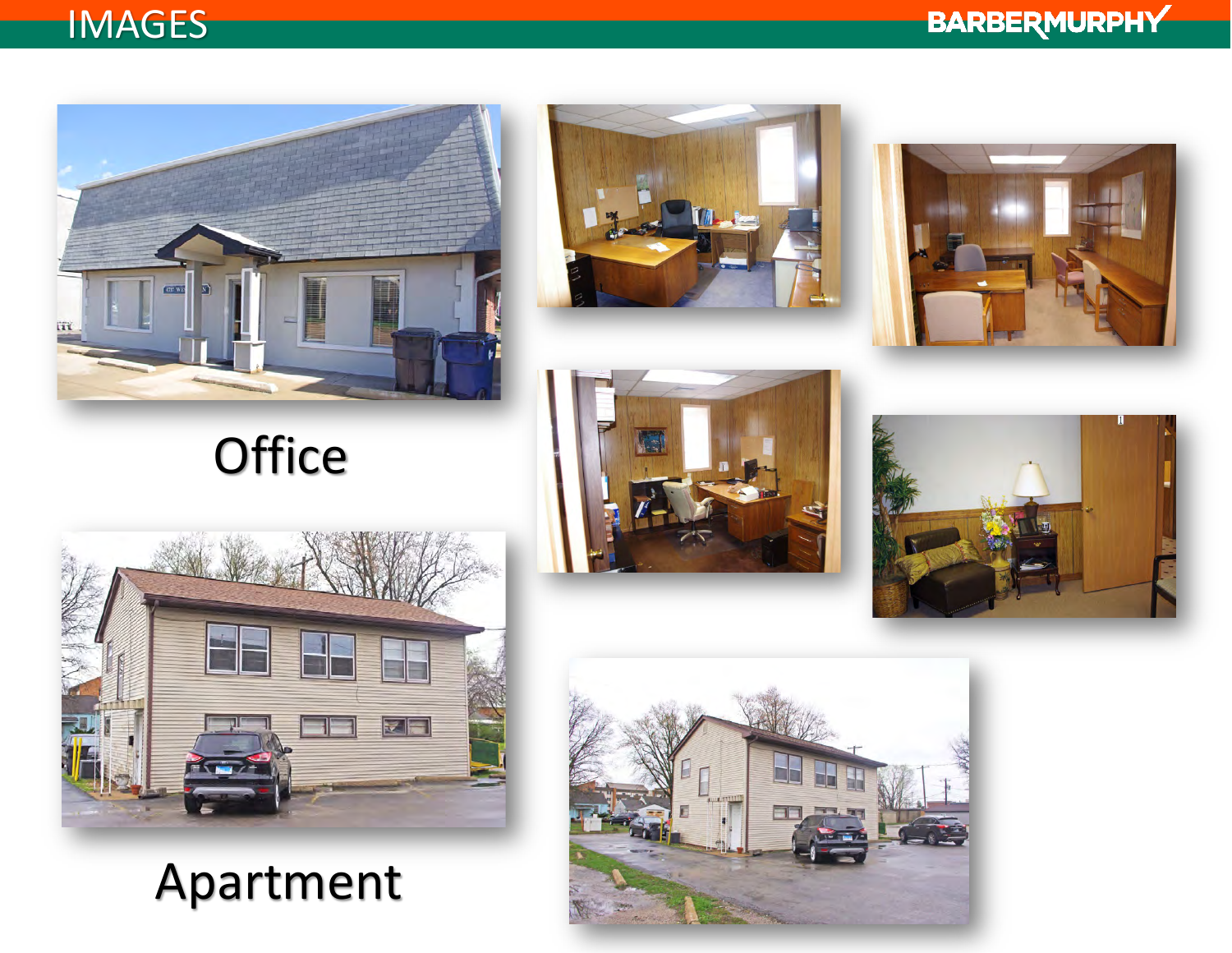# IMAGES

Office

Apartment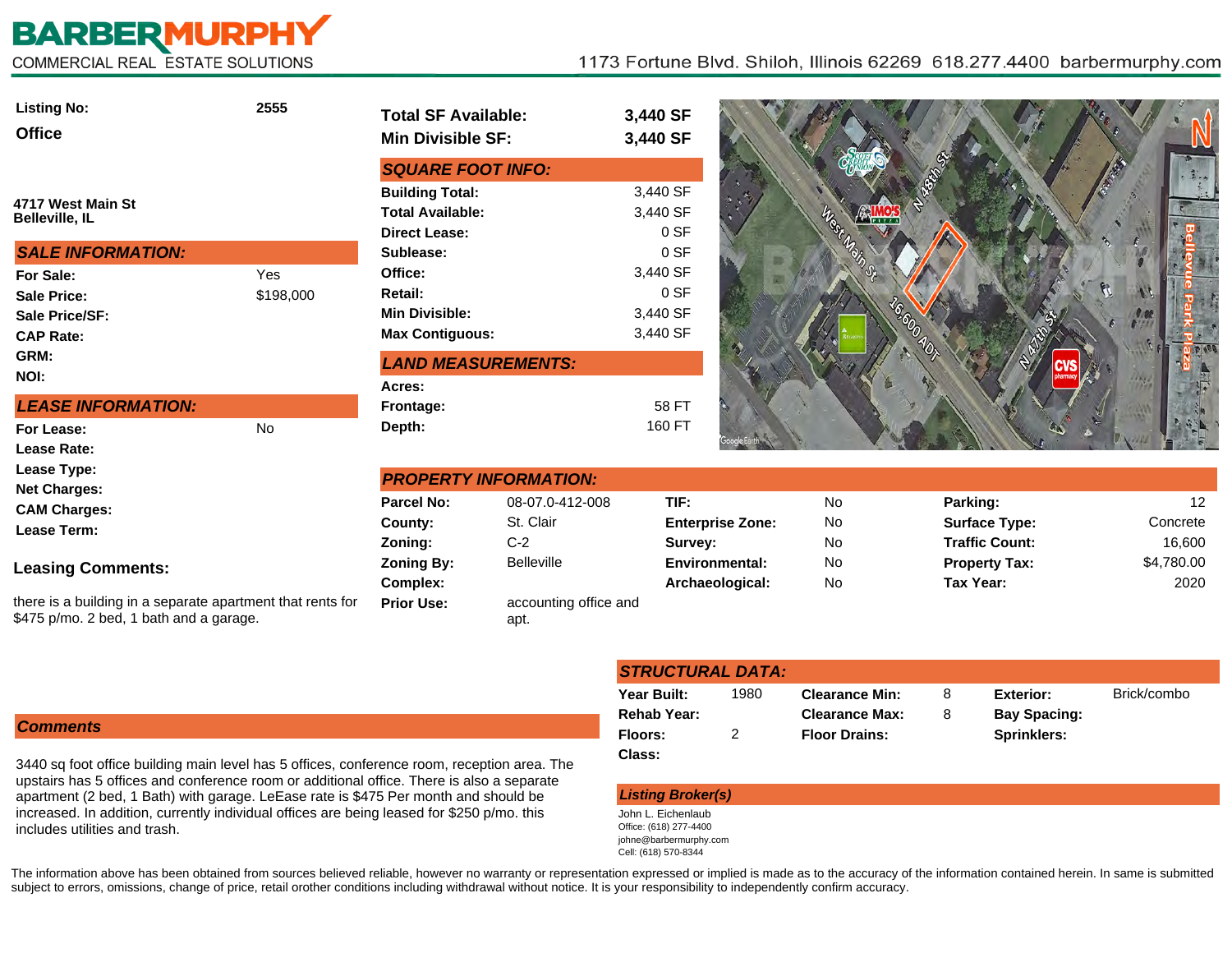# BARBERMURPHY

COMMERCIAL REAL ESTATE SOLUTIONS

1173 Fortune Blvd. Shiloh, Illinois 62269 618.277.4400 barbermurphy.com

**Listing No:** 2555

**Office**

**4717 West Main St**
**Belleville, IL**

## SALE INFORMATION:

| | |
|---|---|
| **For Sale:** | Yes |
| **Sale Price:** | $198,000 |
| **Sale Price/SF:** | |
| **CAP Rate:** | |
| **GRM:** | |
| **NOI:** | |

## LEASE INFORMATION:

| | |
|---|---|
| **For Lease:** | No |
| **Lease Rate:** | |
| **Lease Type:** | |
| **Net Charges:** | |
| **CAM Charges:** | |
| **Lease Term:** | |

### Leasing Comments:

there is a building in a separate apartment that rents for $475 p/mo. 2 bed, 1 bath and a garage.

| | |
|---|---|
| **Total SF Available:** | **3,440 SF** |
| **Min Divisible SF:** | **3,440 SF** |

## SQUARE FOOT INFO:

| | |
|---|---|
| **Building Total:** | 3,440 SF |
| **Total Available:** | 3,440 SF |
| **Direct Lease:** | 0 SF |
| **Sublease:** | 0 SF |
| **Office:** | 3,440 SF |
| **Retail:** | 0 SF |
| **Min Divisible:** | 3,440 SF |
| **Max Contiguous:** | 3,440 SF |

## LAND MEASUREMENTS:

| | |
|---|---|
| **Acres:** | |
| **Frontage:** | 58 FT |
| **Depth:** | 160 FT |

Scott Credit Union
IMO'S PIZZA
N 48th St
West Main St
16,600 ADT
N 47th St
CVS pharmacy
Bellevue Park Plaza
N
Google Earth

## PROPERTY INFORMATION:

| | | | | | |
|---|---|---|---|---|---|
| **Parcel No:** | 08-07.0-412-008 | **TIF:** | No | **Parking:** | 12 |
| **County:** | St. Clair | **Enterprise Zone:** | No | **Surface Type:** | Concrete |
| **Zoning:** | C-2 | **Survey:** | No | **Traffic Count:** | 16,600 |
| **Zoning By:** | Belleville | **Environmental:** | No | **Property Tax:** | $4,780.00 |
| **Complex:** | | **Archaeological:** | No | **Tax Year:** | 2020 |
| **Prior Use:** | accounting office and apt. | | | | |

## STRUCTURAL DATA:

| | | | | | |
|---|---|---|---|---|---|
| **Year Built:** | 1980 | **Clearance Min:** | 8 | **Exterior:** | Brick/combo |
| **Rehab Year:** | | **Clearance Max:** | 8 | **Bay Spacing:** | |
| **Floors:** | 2 | **Floor Drains:** | | **Sprinklers:** | |
| **Class:** | | | | | |

## Comments

3440 sq foot office building main level has 5 offices, conference room, reception area. The upstairs has 5 offices and conference room or additional office. There is also a separate apartment (2 bed, 1 Bath) with garage. LeEase rate is $475 Per month and should be increased. In addition, currently individual offices are being leased for $250 p/mo. this includes utilities and trash.

## Listing Broker(s)

John L. Eichenlaub
Office: (618) 277-4400
johne@barbermurphy.com
Cell: (618) 570-8344

The information above has been obtained from sources believed reliable, however no warranty or representation expressed or implied is made as to the accuracy of the information contained herein. In same is submitted subject to errors, omissions, change of price, retail orother conditions including withdrawal without notice. It is your responsibility to independently confirm accuracy.